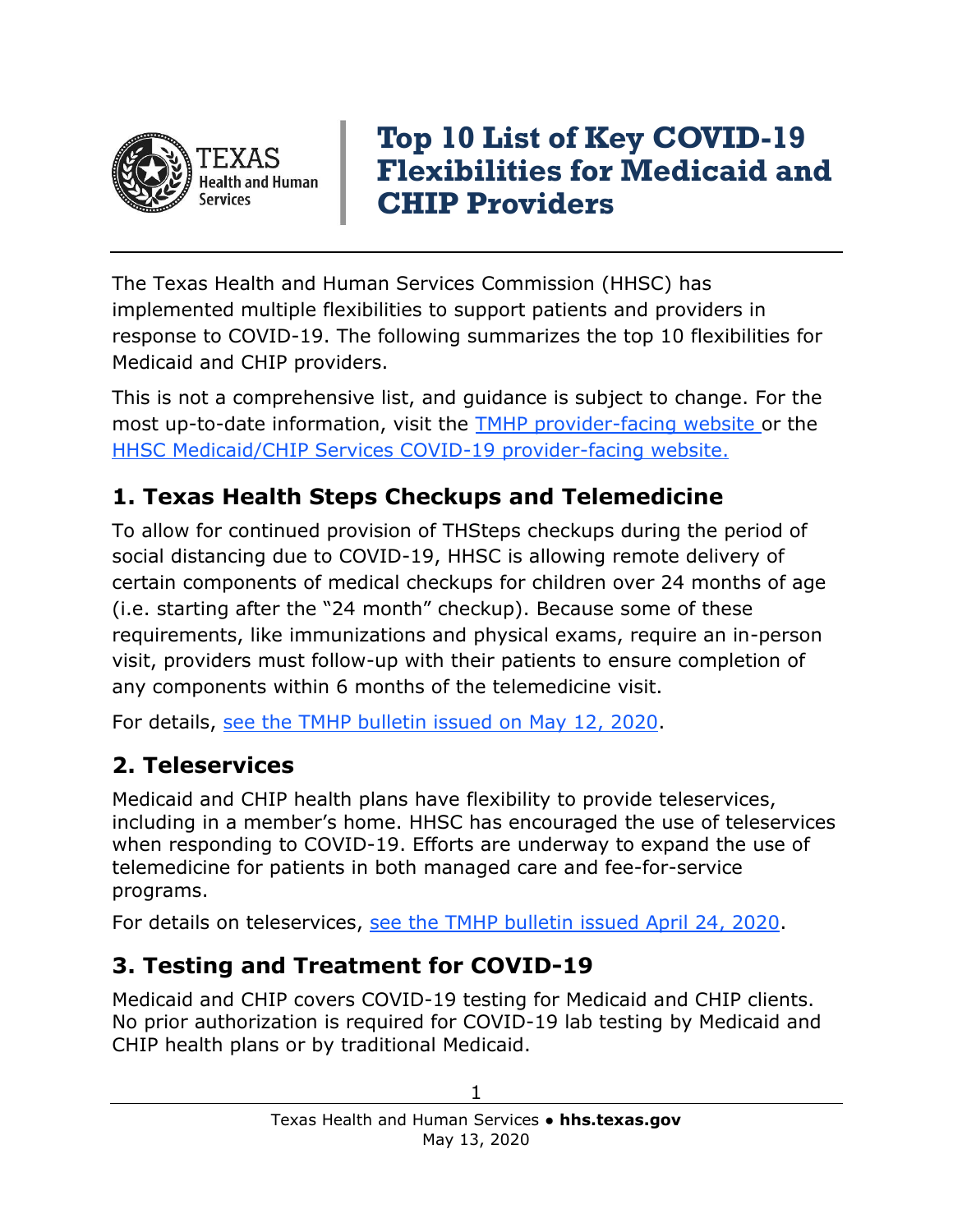# Top 10 List of Key COVID-19 Flexibilities for Medicaid and CHIP Providers

The Texas Health and Human Services Commission (HHSC) has implemented multiple flexibilities to support patients and providers in response to COVID-19. The following summarizes the top 10 flexibilities for Medicaid and CHIP providers.

This is not a comprehensive list, and guidance is subject to change. For the most up-to-date information, visit the TMHP provider-facing website or the HHSC Medicaid/CHIP Services COVID-19 provider-facing website.

## 1. Texas Health Steps Checkups and Telemedicine

To allow for continued provision of THSteps checkups during the period of social distancing due to COVID-19, HHSC is allowing remote delivery of certain components of medical checkups for children over 24 months of age (i.e. starting after the "24 month" checkup). Because some of these requirements, like immunizations and physical exams, require an in-person visit, providers must follow-up with their patients to ensure completion of any components within 6 months of the telemedicine visit.

For details, see the TMHP bulletin issued on May 12, 2020.

## 2. Teleservices

Medicaid and CHIP health plans have flexibility to provide teleservices, including in a member's home. HHSC has encouraged the use of teleservices when responding to COVID-19. Efforts are underway to expand the use of telemedicine for patients in both managed care and fee-for-service programs.

For details on teleservices, see the TMHP bulletin issued April 24, 2020.

## 3. Testing and Treatment for COVID-19

Medicaid and CHIP covers COVID-19 testing for Medicaid and CHIP clients. No prior authorization is required for COVID-19 lab testing by Medicaid and CHIP health plans or by traditional Medicaid.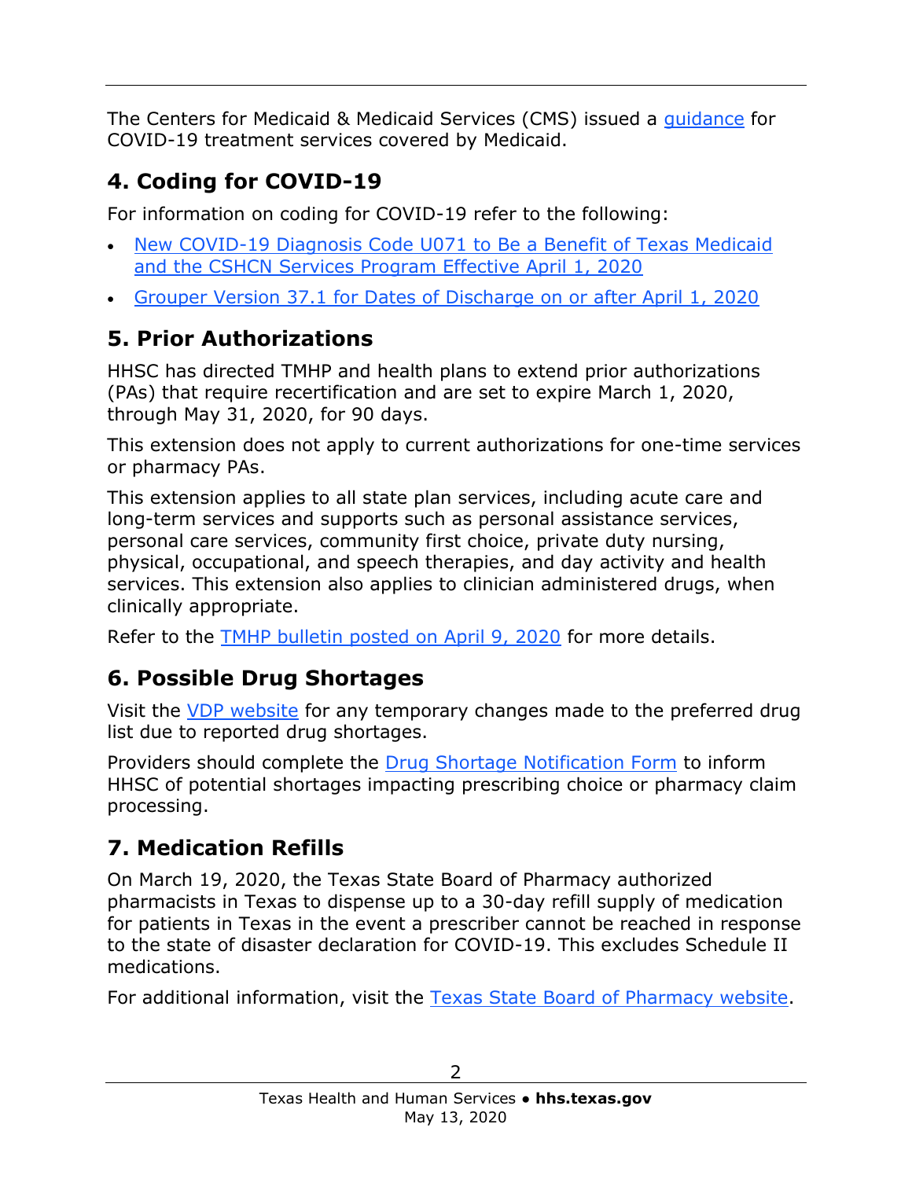The Centers for Medicaid & Medicaid Services (CMS) issued a guidance for COVID-19 treatment services covered by Medicaid.

## 4. Coding for COVID-19

For information on coding for COVID-19 refer to the following:

- New COVID-19 Diagnosis Code U071 to Be a Benefit of Texas Medicaid and the CSHCN Services Program Effective April 1, 2020
- Grouper Version 37.1 for Dates of Discharge on or after April 1, 2020

## 5. Prior Authorizations

HHSC has directed TMHP and health plans to extend prior authorizations (PAs) that require recertification and are set to expire March 1, 2020, through May 31, 2020, for 90 days.

This extension does not apply to current authorizations for one-time services or pharmacy PAs.

This extension applies to all state plan services, including acute care and long-term services and supports such as personal assistance services, personal care services, community first choice, private duty nursing, physical, occupational, and speech therapies, and day activity and health services. This extension also applies to clinician administered drugs, when clinically appropriate.

Refer to the TMHP bulletin posted on April 9, 2020 for more details.

## 6. Possible Drug Shortages

Visit the VDP website for any temporary changes made to the preferred drug list due to reported drug shortages.

Providers should complete the Drug Shortage Notification Form to inform HHSC of potential shortages impacting prescribing choice or pharmacy claim processing.

## 7. Medication Refills

On March 19, 2020, the Texas State Board of Pharmacy authorized pharmacists in Texas to dispense up to a 30-day refill supply of medication for patients in Texas in the event a prescriber cannot be reached in response to the state of disaster declaration for COVID-19. This excludes Schedule II medications.

For additional information, visit the Texas State Board of Pharmacy website.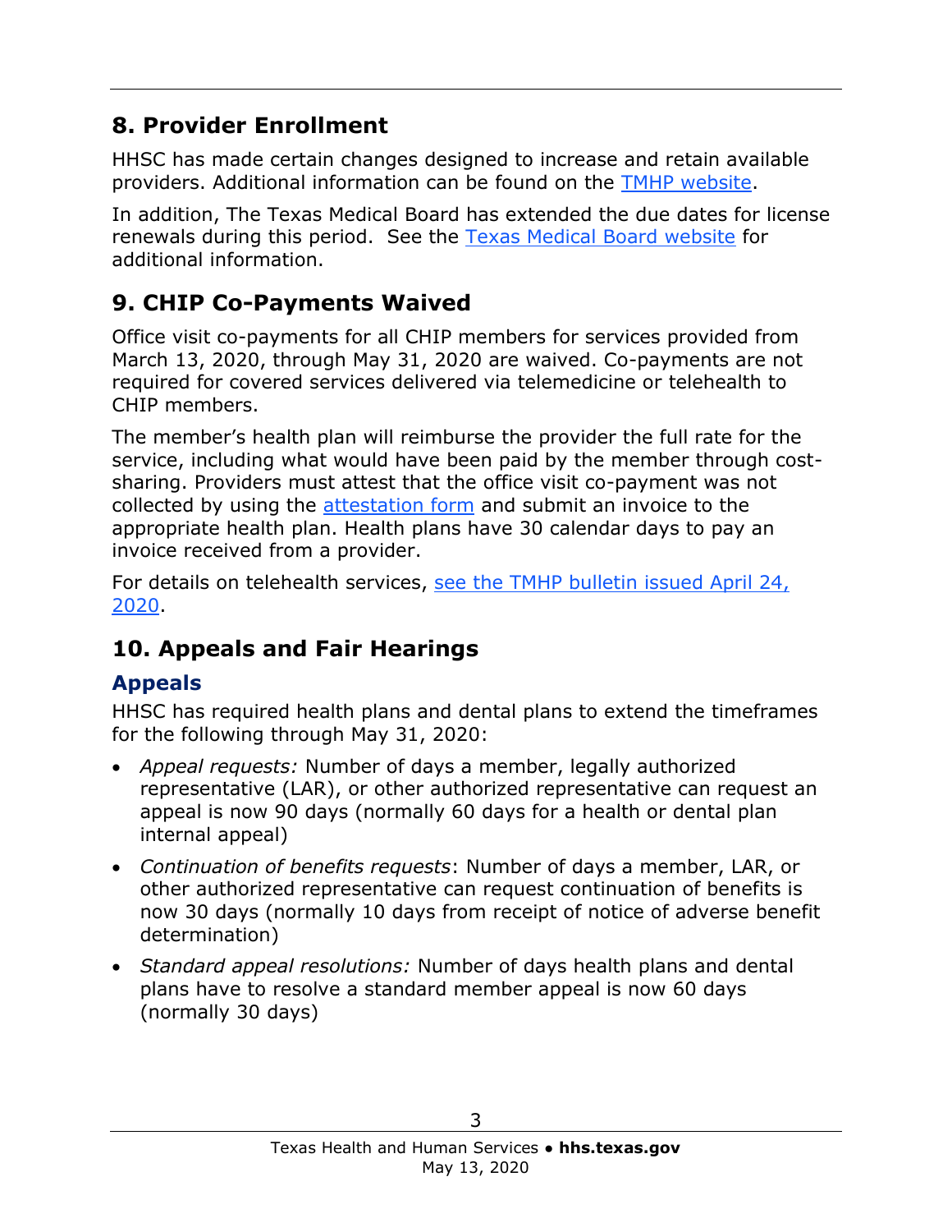## 8. Provider Enrollment

HHSC has made certain changes designed to increase and retain available providers. Additional information can be found on the [TMHP website](#).

In addition, The Texas Medical Board has extended the due dates for license renewals during this period. See the [Texas Medical Board website](#) for additional information.

## 9. CHIP Co-Payments Waived

Office visit co-payments for all CHIP members for services provided from March 13, 2020, through May 31, 2020 are waived. Co-payments are not required for covered services delivered via telemedicine or telehealth to CHIP members.

The member's health plan will reimburse the provider the full rate for the service, including what would have been paid by the member through cost-sharing. Providers must attest that the office visit co-payment was not collected by using the [attestation form](#) and submit an invoice to the appropriate health plan. Health plans have 30 calendar days to pay an invoice received from a provider.

For details on telehealth services, [see the TMHP bulletin issued April 24, 2020](#).

## 10. Appeals and Fair Hearings

### Appeals

HHSC has required health plans and dental plans to extend the timeframes for the following through May 31, 2020:

- *Appeal requests:* Number of days a member, legally authorized representative (LAR), or other authorized representative can request an appeal is now 90 days (normally 60 days for a health or dental plan internal appeal)
- *Continuation of benefits requests*: Number of days a member, LAR, or other authorized representative can request continuation of benefits is now 30 days (normally 10 days from receipt of notice of adverse benefit determination)
- *Standard appeal resolutions:* Number of days health plans and dental plans have to resolve a standard member appeal is now 60 days (normally 30 days)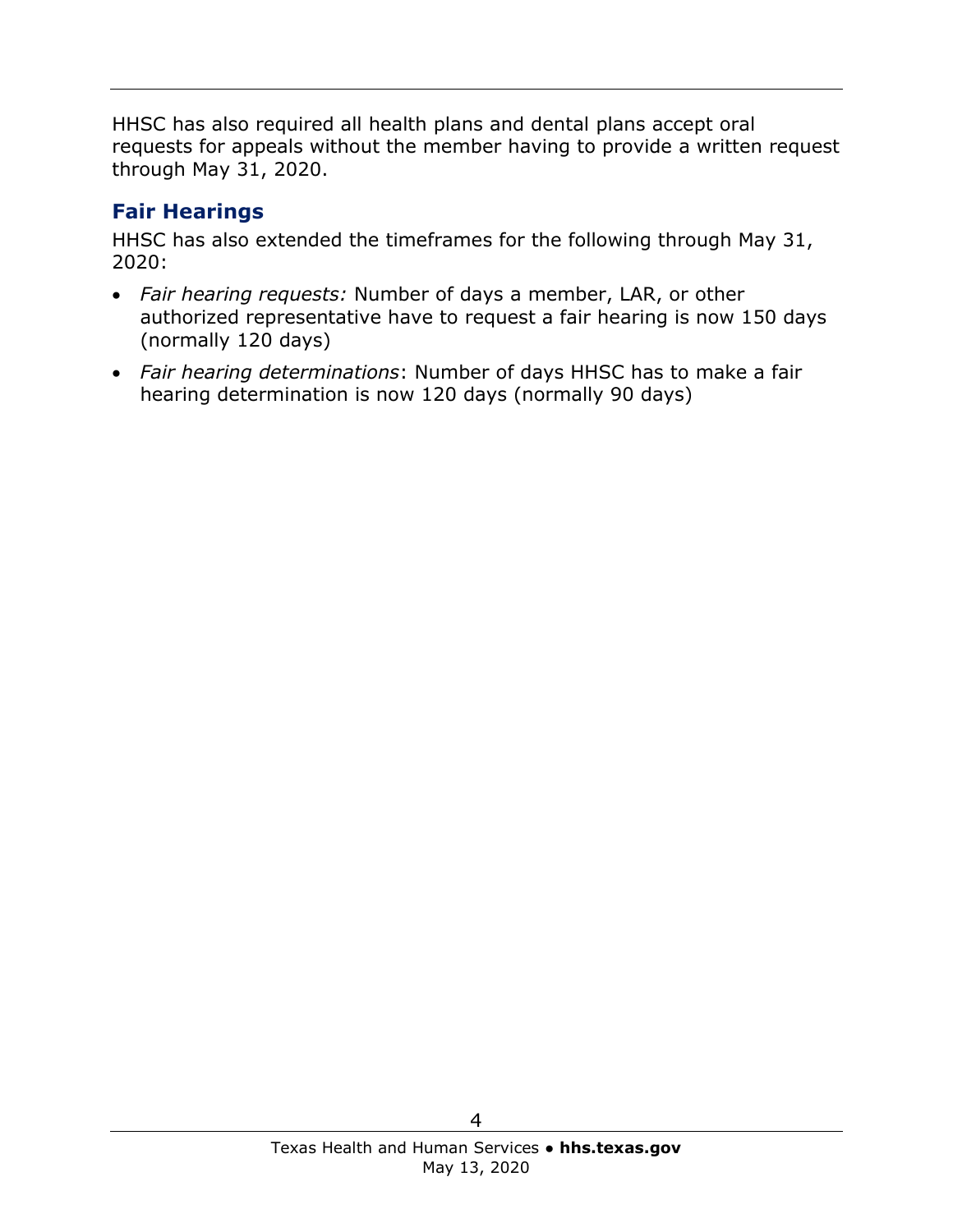HHSC has also required all health plans and dental plans accept oral requests for appeals without the member having to provide a written request through May 31, 2020.

## Fair Hearings

HHSC has also extended the timeframes for the following through May 31, 2020:

- *Fair hearing requests:* Number of days a member, LAR, or other authorized representative have to request a fair hearing is now 150 days (normally 120 days)
- *Fair hearing determinations*: Number of days HHSC has to make a fair hearing determination is now 120 days (normally 90 days)